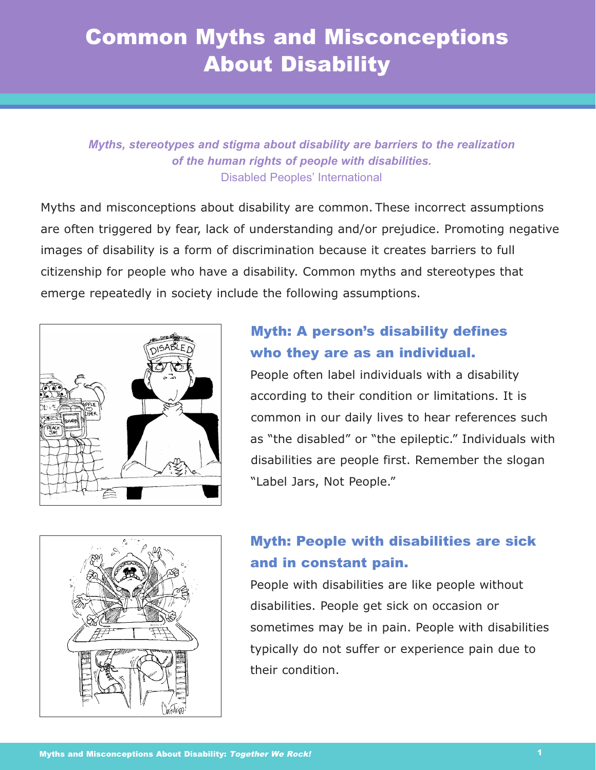# Common Myths and Misconceptions About Disability

***Myths, stereotypes and stigma about disability are barriers to the realization of the human rights of people with disabilities.***
Disabled Peoples' International

Myths and misconceptions about disability are common. These incorrect assumptions are often triggered by fear, lack of understanding and/or prejudice. Promoting negative images of disability is a form of discrimination because it creates barriers to full citizenship for people who have a disability. Common myths and stereotypes that emerge repeatedly in society include the following assumptions.

## Myth: A person's disability defines who they are as an individual.

People often label individuals with a disability according to their condition or limitations. It is common in our daily lives to hear references such as "the disabled" or "the epileptic." Individuals with disabilities are people first. Remember the slogan "Label Jars, Not People."

## Myth: People with disabilities are sick and in constant pain.

People with disabilities are like people without disabilities. People get sick on occasion or sometimes may be in pain. People with disabilities typically do not suffer or experience pain due to their condition.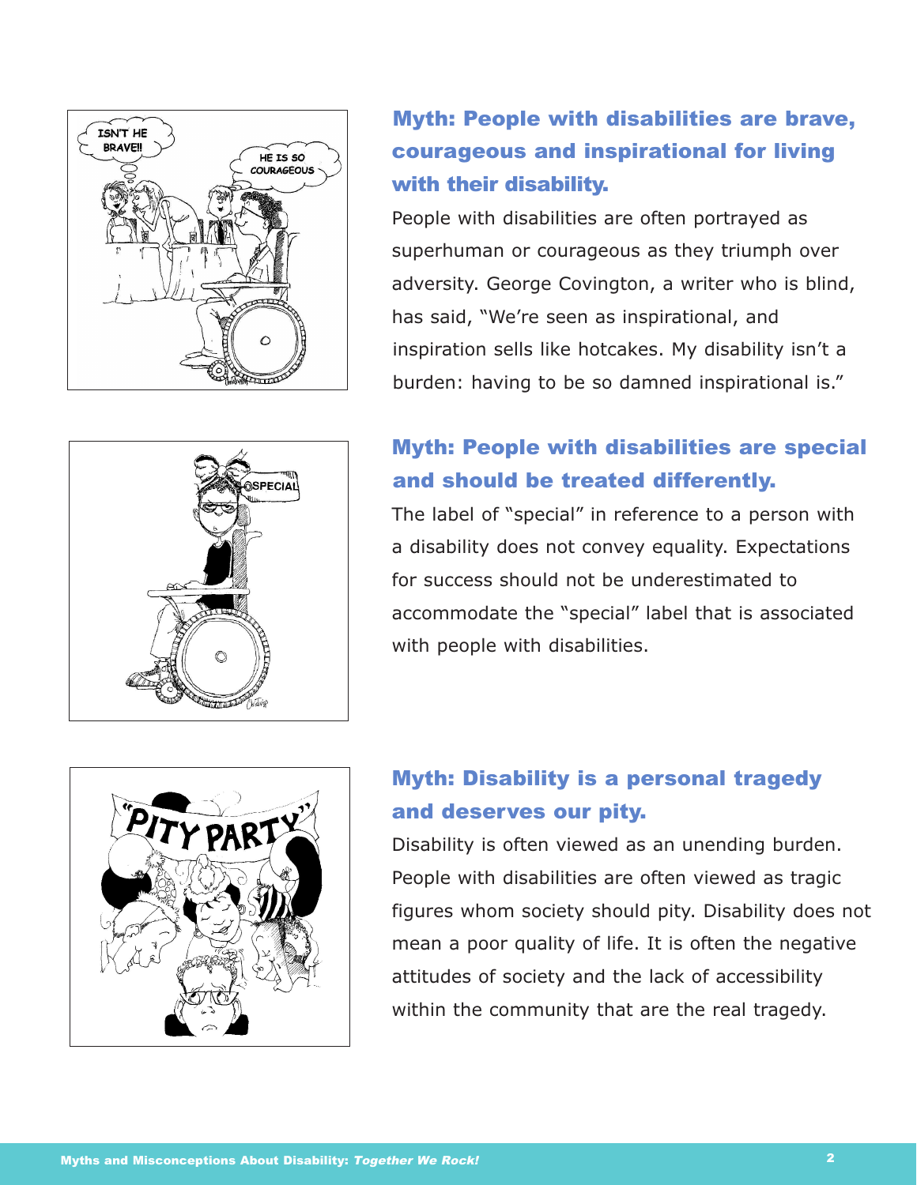## Myth: People with disabilities are brave, courageous and inspirational for living with their disability.

People with disabilities are often portrayed as superhuman or courageous as they triumph over adversity. George Covington, a writer who is blind, has said, "We're seen as inspirational, and inspiration sells like hotcakes. My disability isn't a burden: having to be so damned inspirational is."

## Myth: People with disabilities are special and should be treated differently.

The label of "special" in reference to a person with a disability does not convey equality. Expectations for success should not be underestimated to accommodate the "special" label that is associated with people with disabilities.

## Myth: Disability is a personal tragedy and deserves our pity.

Disability is often viewed as an unending burden. People with disabilities are often viewed as tragic figures whom society should pity. Disability does not mean a poor quality of life. It is often the negative attitudes of society and the lack of accessibility within the community that are the real tragedy.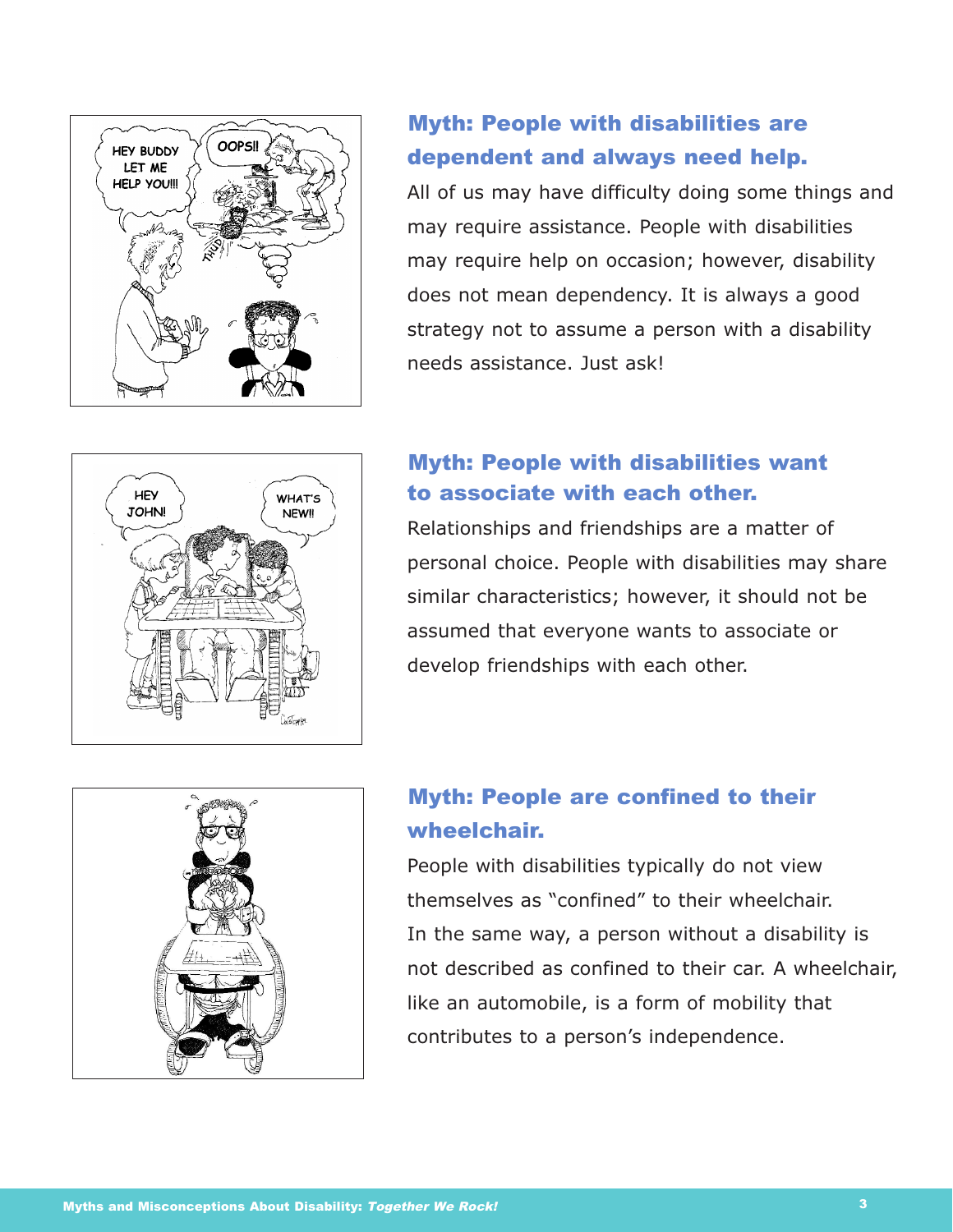## Myth: People with disabilities are dependent and always need help.

All of us may have difficulty doing some things and may require assistance. People with disabilities may require help on occasion; however, disability does not mean dependency. It is always a good strategy not to assume a person with a disability needs assistance. Just ask!

## Myth: People with disabilities want to associate with each other.

Relationships and friendships are a matter of personal choice. People with disabilities may share similar characteristics; however, it should not be assumed that everyone wants to associate or develop friendships with each other.

## Myth: People are confined to their wheelchair.

People with disabilities typically do not view themselves as "confined" to their wheelchair. In the same way, a person without a disability is not described as confined to their car. A wheelchair, like an automobile, is a form of mobility that contributes to a person's independence.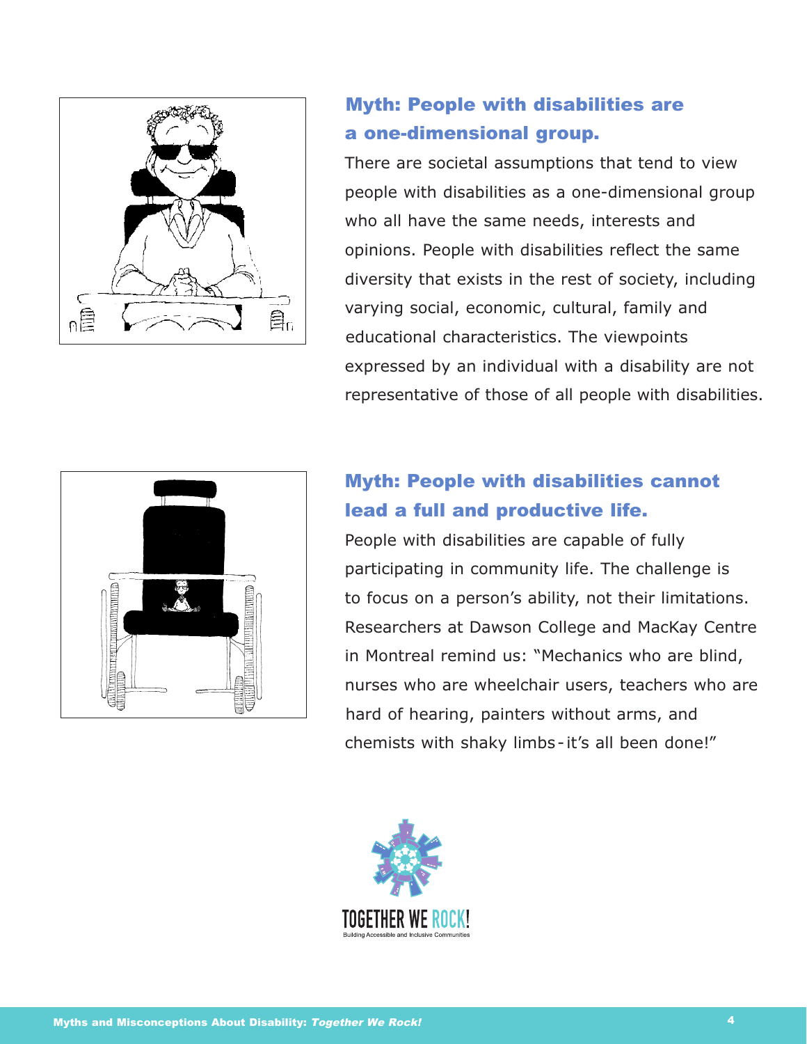## Myth: People with disabilities are a one-dimensional group.

There are societal assumptions that tend to view people with disabilities as a one-dimensional group who all have the same needs, interests and opinions. People with disabilities reflect the same diversity that exists in the rest of society, including varying social, economic, cultural, family and educational characteristics. The viewpoints expressed by an individual with a disability are not representative of those of all people with disabilities.

## Myth: People with disabilities cannot lead a full and productive life.

People with disabilities are capable of fully participating in community life. The challenge is to focus on a person's ability, not their limitations. Researchers at Dawson College and MacKay Centre in Montreal remind us: "Mechanics who are blind, nurses who are wheelchair users, teachers who are hard of hearing, painters without arms, and chemists with shaky limbs - it's all been done!"

TOGETHER WE ROCK!
Building Accessible and Inclusive Communities